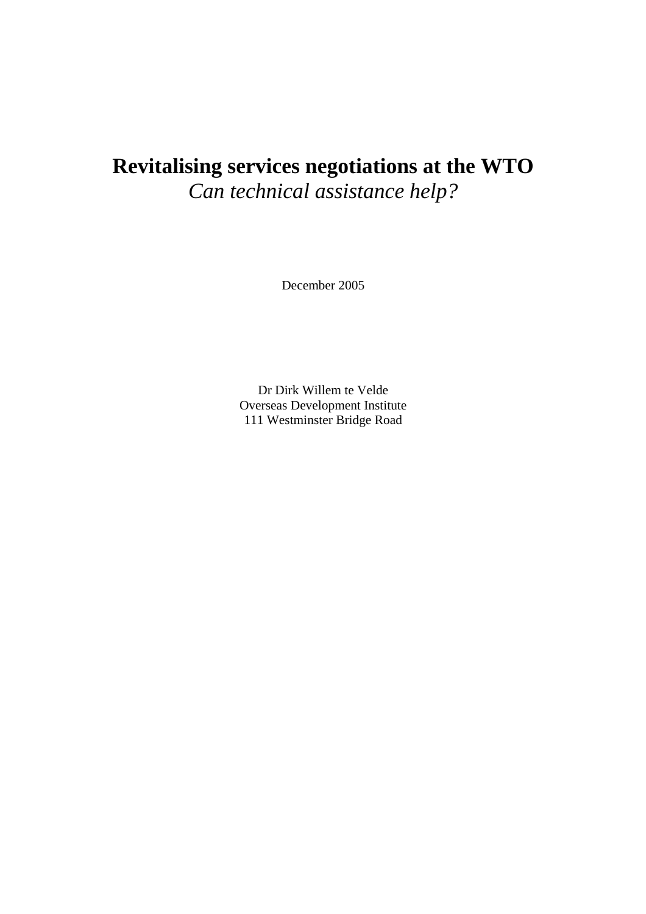# Revitalising services negotiations at the WTO

*Can technical assistance help?*

December 2005

Dr Dirk Willem te Velde
Overseas Development Institute
111 Westminster Bridge Road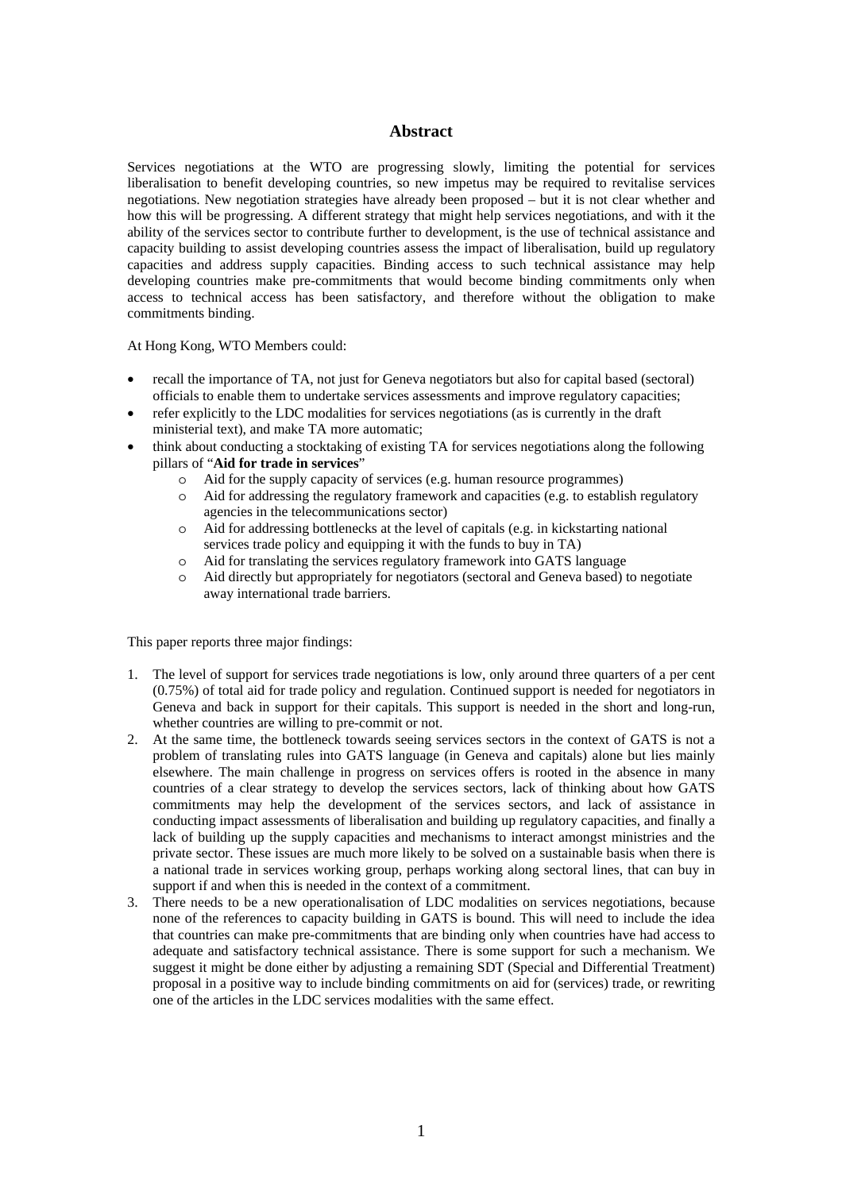## Abstract

Services negotiations at the WTO are progressing slowly, limiting the potential for services liberalisation to benefit developing countries, so new impetus may be required to revitalise services negotiations. New negotiation strategies have already been proposed – but it is not clear whether and how this will be progressing. A different strategy that might help services negotiations, and with it the ability of the services sector to contribute further to development, is the use of technical assistance and capacity building to assist developing countries assess the impact of liberalisation, build up regulatory capacities and address supply capacities. Binding access to such technical assistance may help developing countries make pre-commitments that would become binding commitments only when access to technical access has been satisfactory, and therefore without the obligation to make commitments binding.

At Hong Kong, WTO Members could:

- recall the importance of TA, not just for Geneva negotiators but also for capital based (sectoral) officials to enable them to undertake services assessments and improve regulatory capacities;
- refer explicitly to the LDC modalities for services negotiations (as is currently in the draft ministerial text), and make TA more automatic;
- think about conducting a stocktaking of existing TA for services negotiations along the following pillars of "**Aid for trade in services**"
    - Aid for the supply capacity of services (e.g. human resource programmes)
    - Aid for addressing the regulatory framework and capacities (e.g. to establish regulatory agencies in the telecommunications sector)
    - Aid for addressing bottlenecks at the level of capitals (e.g. in kickstarting national services trade policy and equipping it with the funds to buy in TA)
    - Aid for translating the services regulatory framework into GATS language
    - Aid directly but appropriately for negotiators (sectoral and Geneva based) to negotiate away international trade barriers.

This paper reports three major findings:

1. The level of support for services trade negotiations is low, only around three quarters of a per cent (0.75%) of total aid for trade policy and regulation. Continued support is needed for negotiators in Geneva and back in support for their capitals. This support is needed in the short and long-run, whether countries are willing to pre-commit or not.
2. At the same time, the bottleneck towards seeing services sectors in the context of GATS is not a problem of translating rules into GATS language (in Geneva and capitals) alone but lies mainly elsewhere. The main challenge in progress on services offers is rooted in the absence in many countries of a clear strategy to develop the services sectors, lack of thinking about how GATS commitments may help the development of the services sectors, and lack of assistance in conducting impact assessments of liberalisation and building up regulatory capacities, and finally a lack of building up the supply capacities and mechanisms to interact amongst ministries and the private sector. These issues are much more likely to be solved on a sustainable basis when there is a national trade in services working group, perhaps working along sectoral lines, that can buy in support if and when this is needed in the context of a commitment.
3. There needs to be a new operationalisation of LDC modalities on services negotiations, because none of the references to capacity building in GATS is bound. This will need to include the idea that countries can make pre-commitments that are binding only when countries have had access to adequate and satisfactory technical assistance. There is some support for such a mechanism. We suggest it might be done either by adjusting a remaining SDT (Special and Differential Treatment) proposal in a positive way to include binding commitments on aid for (services) trade, or rewriting one of the articles in the LDC services modalities with the same effect.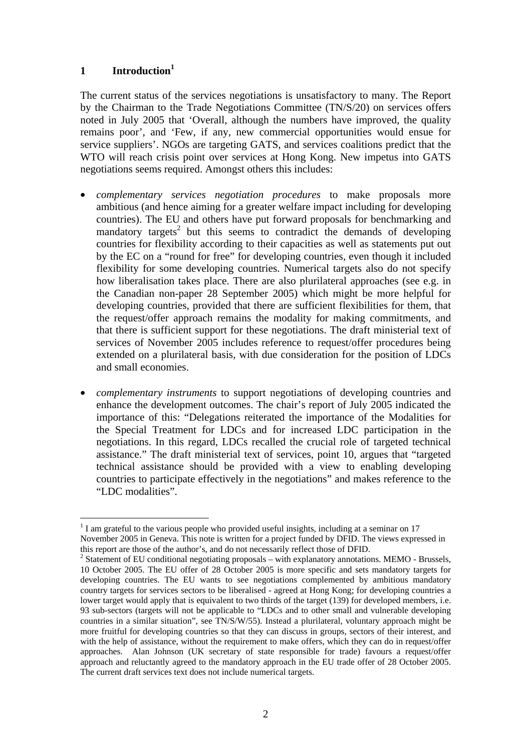## 1 Introduction[1]

The current status of the services negotiations is unsatisfactory to many. The Report by the Chairman to the Trade Negotiations Committee (TN/S/20) on services offers noted in July 2005 that 'Overall, although the numbers have improved, the quality remains poor', and 'Few, if any, new commercial opportunities would ensue for service suppliers'. NGOs are targeting GATS, and services coalitions predict that the WTO will reach crisis point over services at Hong Kong. New impetus into GATS negotiations seems required. Amongst others this includes:

- *complementary services negotiation procedures* to make proposals more ambitious (and hence aiming for a greater welfare impact including for developing countries). The EU and others have put forward proposals for benchmarking and mandatory targets[2] but this seems to contradict the demands of developing countries for flexibility according to their capacities as well as statements put out by the EC on a "round for free" for developing countries, even though it included flexibility for some developing countries. Numerical targets also do not specify how liberalisation takes place. There are also plurilateral approaches (see e.g. in the Canadian non-paper 28 September 2005) which might be more helpful for developing countries, provided that there are sufficient flexibilities for them, that the request/offer approach remains the modality for making commitments, and that there is sufficient support for these negotiations. The draft ministerial text of services of November 2005 includes reference to request/offer procedures being extended on a plurilateral basis, with due consideration for the position of LDCs and small economies.

- *complementary instruments* to support negotiations of developing countries and enhance the development outcomes. The chair's report of July 2005 indicated the importance of this: "Delegations reiterated the importance of the Modalities for the Special Treatment for LDCs and for increased LDC participation in the negotiations. In this regard, LDCs recalled the crucial role of targeted technical assistance." The draft ministerial text of services, point 10, argues that "targeted technical assistance should be provided with a view to enabling developing countries to participate effectively in the negotiations" and makes reference to the "LDC modalities".

---

[1] I am grateful to the various people who provided useful insights, including at a seminar on 17 November 2005 in Geneva. This note is written for a project funded by DFID. The views expressed in this report are those of the author's, and do not necessarily reflect those of DFID.

[2] Statement of EU conditional negotiating proposals – with explanatory annotations. MEMO - Brussels, 10 October 2005. The EU offer of 28 October 2005 is more specific and sets mandatory targets for developing countries. The EU wants to see negotiations complemented by ambitious mandatory country targets for services sectors to be liberalised - agreed at Hong Kong; for developing countries a lower target would apply that is equivalent to two thirds of the target (139) for developed members, i.e. 93 sub-sectors (targets will not be applicable to "LDCs and to other small and vulnerable developing countries in a similar situation", see TN/S/W/55). Instead a plurilateral, voluntary approach might be more fruitful for developing countries so that they can discuss in groups, sectors of their interest, and with the help of assistance, without the requirement to make offers, which they can do in request/offer approaches. Alan Johnson (UK secretary of state responsible for trade) favours a request/offer approach and reluctantly agreed to the mandatory approach in the EU trade offer of 28 October 2005. The current draft services text does not include numerical targets.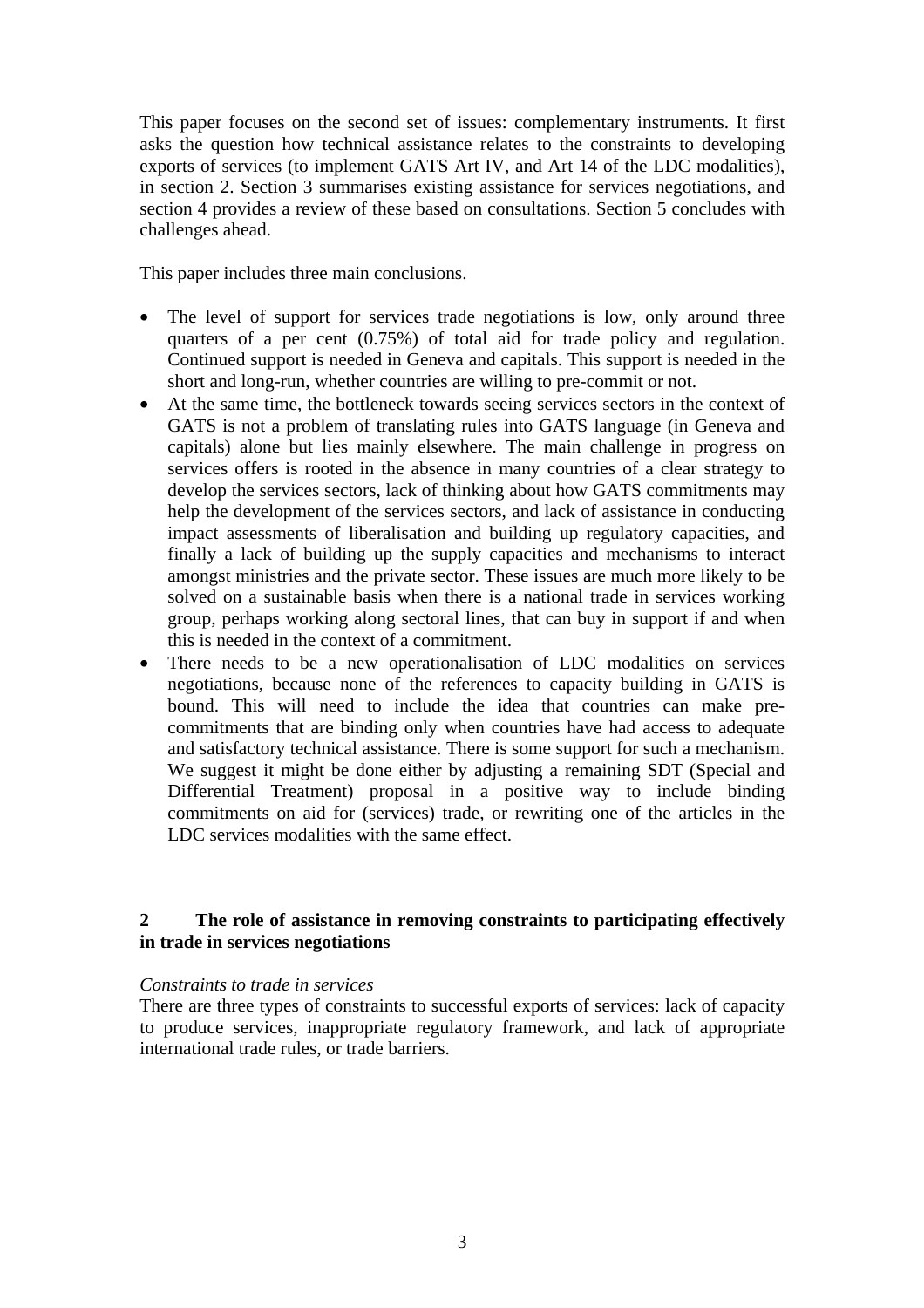This paper focuses on the second set of issues: complementary instruments. It first asks the question how technical assistance relates to the constraints to developing exports of services (to implement GATS Art IV, and Art 14 of the LDC modalities), in section 2. Section 3 summarises existing assistance for services negotiations, and section 4 provides a review of these based on consultations. Section 5 concludes with challenges ahead.

This paper includes three main conclusions.

- The level of support for services trade negotiations is low, only around three quarters of a per cent (0.75%) of total aid for trade policy and regulation. Continued support is needed in Geneva and capitals. This support is needed in the short and long-run, whether countries are willing to pre-commit or not.
- At the same time, the bottleneck towards seeing services sectors in the context of GATS is not a problem of translating rules into GATS language (in Geneva and capitals) alone but lies mainly elsewhere. The main challenge in progress on services offers is rooted in the absence in many countries of a clear strategy to develop the services sectors, lack of thinking about how GATS commitments may help the development of the services sectors, and lack of assistance in conducting impact assessments of liberalisation and building up regulatory capacities, and finally a lack of building up the supply capacities and mechanisms to interact amongst ministries and the private sector. These issues are much more likely to be solved on a sustainable basis when there is a national trade in services working group, perhaps working along sectoral lines, that can buy in support if and when this is needed in the context of a commitment.
- There needs to be a new operationalisation of LDC modalities on services negotiations, because none of the references to capacity building in GATS is bound. This will need to include the idea that countries can make pre-commitments that are binding only when countries have had access to adequate and satisfactory technical assistance. There is some support for such a mechanism. We suggest it might be done either by adjusting a remaining SDT (Special and Differential Treatment) proposal in a positive way to include binding commitments on aid for (services) trade, or rewriting one of the articles in the LDC services modalities with the same effect.

## 2 The role of assistance in removing constraints to participating effectively in trade in services negotiations

*Constraints to trade in services*

There are three types of constraints to successful exports of services: lack of capacity to produce services, inappropriate regulatory framework, and lack of appropriate international trade rules, or trade barriers.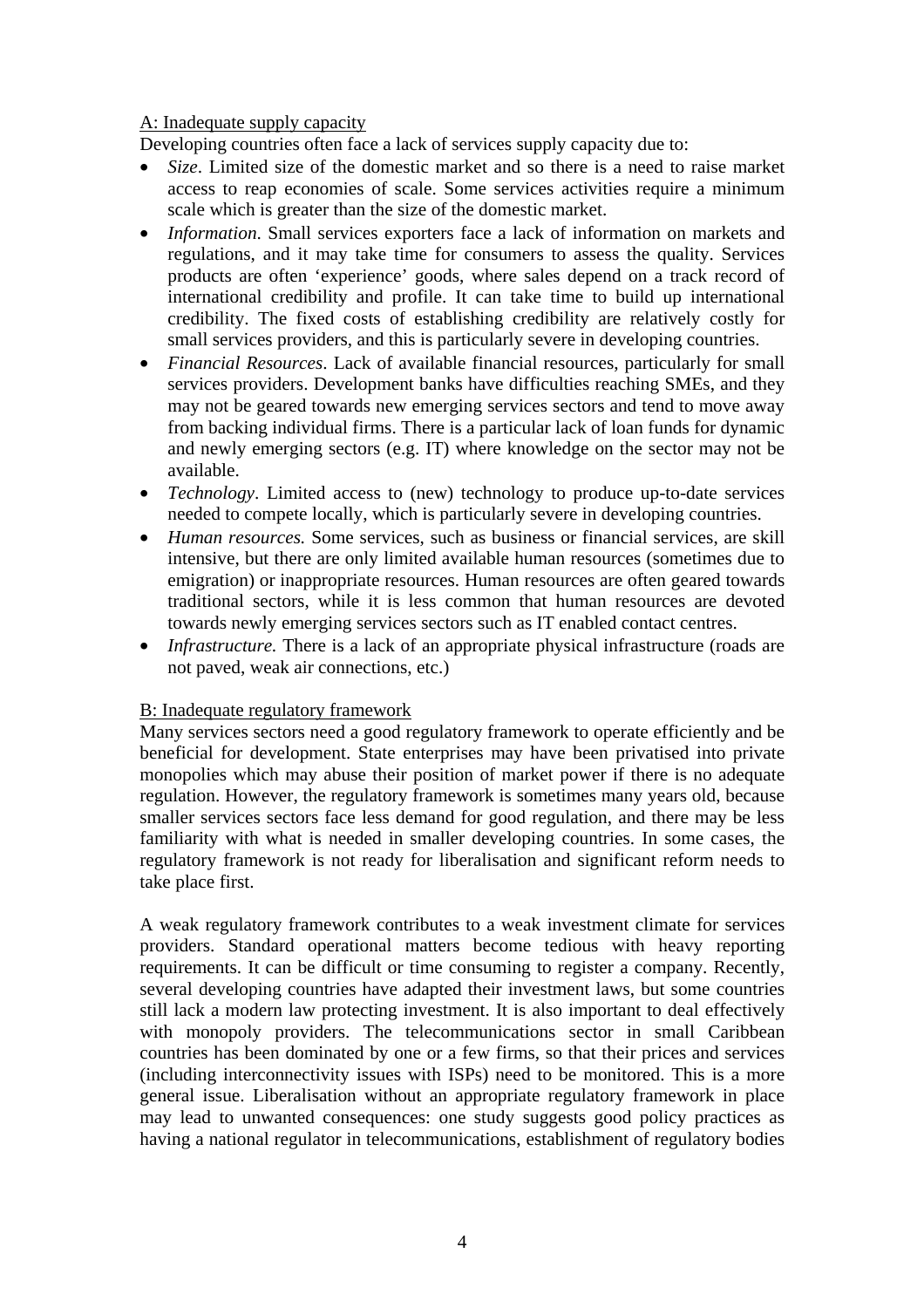A: Inadequate supply capacity

Developing countries often face a lack of services supply capacity due to:

- *Size*. Limited size of the domestic market and so there is a need to raise market access to reap economies of scale. Some services activities require a minimum scale which is greater than the size of the domestic market.
- *Information*. Small services exporters face a lack of information on markets and regulations, and it may take time for consumers to assess the quality. Services products are often 'experience' goods, where sales depend on a track record of international credibility and profile. It can take time to build up international credibility. The fixed costs of establishing credibility are relatively costly for small services providers, and this is particularly severe in developing countries.
- *Financial Resources*. Lack of available financial resources, particularly for small services providers. Development banks have difficulties reaching SMEs, and they may not be geared towards new emerging services sectors and tend to move away from backing individual firms. There is a particular lack of loan funds for dynamic and newly emerging sectors (e.g. IT) where knowledge on the sector may not be available.
- *Technology*. Limited access to (new) technology to produce up-to-date services needed to compete locally, which is particularly severe in developing countries.
- *Human resources.* Some services, such as business or financial services, are skill intensive, but there are only limited available human resources (sometimes due to emigration) or inappropriate resources. Human resources are often geared towards traditional sectors, while it is less common that human resources are devoted towards newly emerging services sectors such as IT enabled contact centres.
- *Infrastructure.* There is a lack of an appropriate physical infrastructure (roads are not paved, weak air connections, etc.)

B: Inadequate regulatory framework

Many services sectors need a good regulatory framework to operate efficiently and be beneficial for development. State enterprises may have been privatised into private monopolies which may abuse their position of market power if there is no adequate regulation. However, the regulatory framework is sometimes many years old, because smaller services sectors face less demand for good regulation, and there may be less familiarity with what is needed in smaller developing countries. In some cases, the regulatory framework is not ready for liberalisation and significant reform needs to take place first.

A weak regulatory framework contributes to a weak investment climate for services providers. Standard operational matters become tedious with heavy reporting requirements. It can be difficult or time consuming to register a company. Recently, several developing countries have adapted their investment laws, but some countries still lack a modern law protecting investment. It is also important to deal effectively with monopoly providers. The telecommunications sector in small Caribbean countries has been dominated by one or a few firms, so that their prices and services (including interconnectivity issues with ISPs) need to be monitored. This is a more general issue. Liberalisation without an appropriate regulatory framework in place may lead to unwanted consequences: one study suggests good policy practices as having a national regulator in telecommunications, establishment of regulatory bodies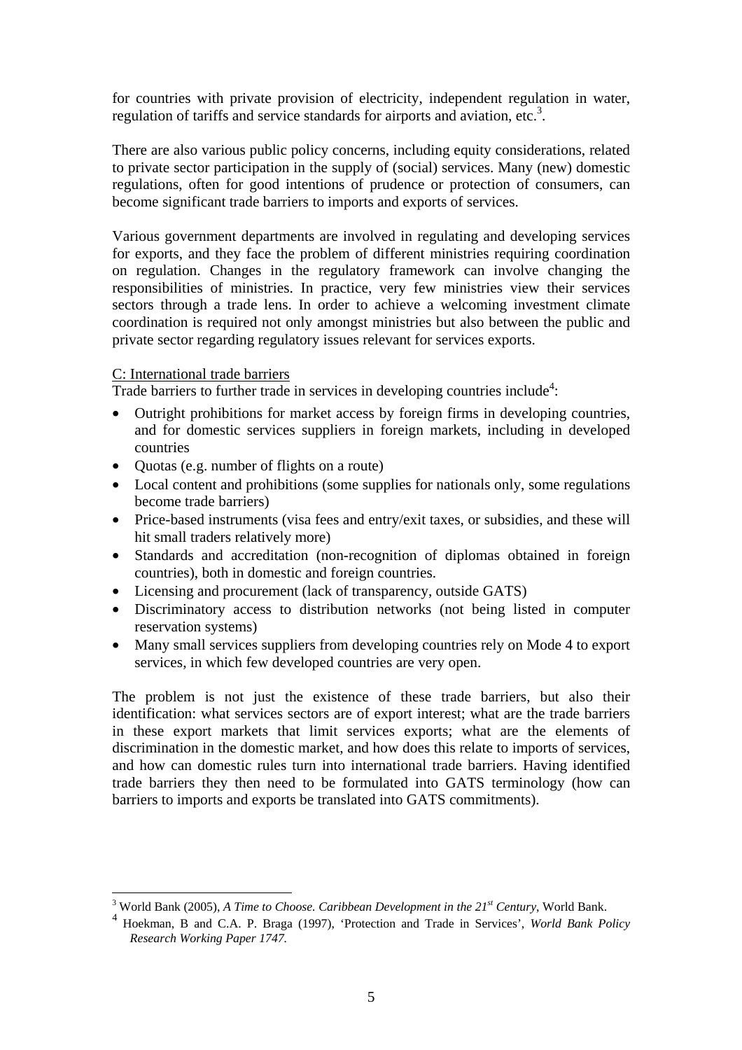for countries with private provision of electricity, independent regulation in water, regulation of tariffs and service standards for airports and aviation, etc.[3].

There are also various public policy concerns, including equity considerations, related to private sector participation in the supply of (social) services. Many (new) domestic regulations, often for good intentions of prudence or protection of consumers, can become significant trade barriers to imports and exports of services.

Various government departments are involved in regulating and developing services for exports, and they face the problem of different ministries requiring coordination on regulation. Changes in the regulatory framework can involve changing the responsibilities of ministries. In practice, very few ministries view their services sectors through a trade lens. In order to achieve a welcoming investment climate coordination is required not only amongst ministries but also between the public and private sector regarding regulatory issues relevant for services exports.

<u>C: International trade barriers</u>

Trade barriers to further trade in services in developing countries include[4]:

- Outright prohibitions for market access by foreign firms in developing countries, and for domestic services suppliers in foreign markets, including in developed countries
- Quotas (e.g. number of flights on a route)
- Local content and prohibitions (some supplies for nationals only, some regulations become trade barriers)
- Price-based instruments (visa fees and entry/exit taxes, or subsidies, and these will hit small traders relatively more)
- Standards and accreditation (non-recognition of diplomas obtained in foreign countries), both in domestic and foreign countries.
- Licensing and procurement (lack of transparency, outside GATS)
- Discriminatory access to distribution networks (not being listed in computer reservation systems)
- Many small services suppliers from developing countries rely on Mode 4 to export services, in which few developed countries are very open.

The problem is not just the existence of these trade barriers, but also their identification: what services sectors are of export interest; what are the trade barriers in these export markets that limit services exports; what are the elements of discrimination in the domestic market, and how does this relate to imports of services, and how can domestic rules turn into international trade barriers. Having identified trade barriers they then need to be formulated into GATS terminology (how can barriers to imports and exports be translated into GATS commitments).

---

[3] World Bank (2005), *A Time to Choose. Caribbean Development in the 21st Century*, World Bank.

[4] Hoekman, B and C.A. P. Braga (1997), 'Protection and Trade in Services', *World Bank Policy Research Working Paper 1747*.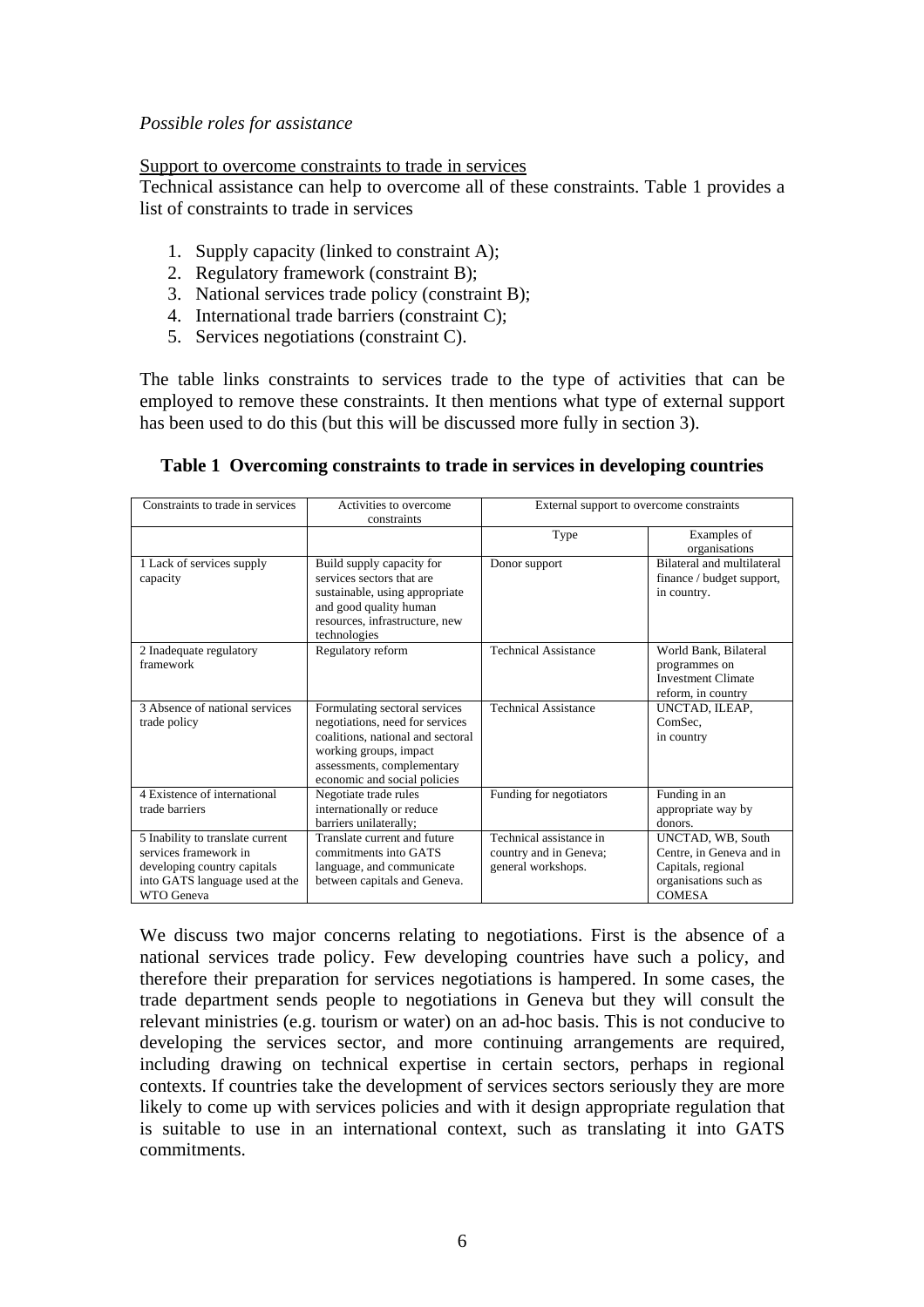*Possible roles for assistance*

Support to overcome constraints to trade in services

Technical assistance can help to overcome all of these constraints. Table 1 provides a list of constraints to trade in services

1. Supply capacity (linked to constraint A);
2. Regulatory framework (constraint B);
3. National services trade policy (constraint B);
4. International trade barriers (constraint C);
5. Services negotiations (constraint C).

The table links constraints to services trade to the type of activities that can be employed to remove these constraints. It then mentions what type of external support has been used to do this (but this will be discussed more fully in section 3).

**Table 1 Overcoming constraints to trade in services in developing countries**

| Constraints to trade in services | Activities to overcome constraints | External support to overcome constraints | |
|---|---|---|---|
| | | Type | Examples of organisations |
| 1 Lack of services supply capacity | Build supply capacity for services sectors that are sustainable, using appropriate and good quality human resources, infrastructure, new technologies | Donor support | Bilateral and multilateral finance / budget support, in country. |
| 2 Inadequate regulatory framework | Regulatory reform | Technical Assistance | World Bank, Bilateral programmes on Investment Climate reform, in country |
| 3 Absence of national services trade policy | Formulating sectoral services negotiations, need for services coalitions, national and sectoral working groups, impact assessments, complementary economic and social policies | Technical Assistance | UNCTAD, ILEAP, ComSec, in country |
| 4 Existence of international trade barriers | Negotiate trade rules internationally or reduce barriers unilaterally; | Funding for negotiators | Funding in an appropriate way by donors. |
| 5 Inability to translate current services framework in developing country capitals into GATS language used at the WTO Geneva | Translate current and future commitments into GATS language, and communicate between capitals and Geneva. | Technical assistance in country and in Geneva; general workshops. | UNCTAD, WB, South Centre, in Geneva and in Capitals, regional organisations such as COMESA |

We discuss two major concerns relating to negotiations. First is the absence of a national services trade policy. Few developing countries have such a policy, and therefore their preparation for services negotiations is hampered. In some cases, the trade department sends people to negotiations in Geneva but they will consult the relevant ministries (e.g. tourism or water) on an ad-hoc basis. This is not conducive to developing the services sector, and more continuing arrangements are required, including drawing on technical expertise in certain sectors, perhaps in regional contexts. If countries take the development of services sectors seriously they are more likely to come up with services policies and with it design appropriate regulation that is suitable to use in an international context, such as translating it into GATS commitments.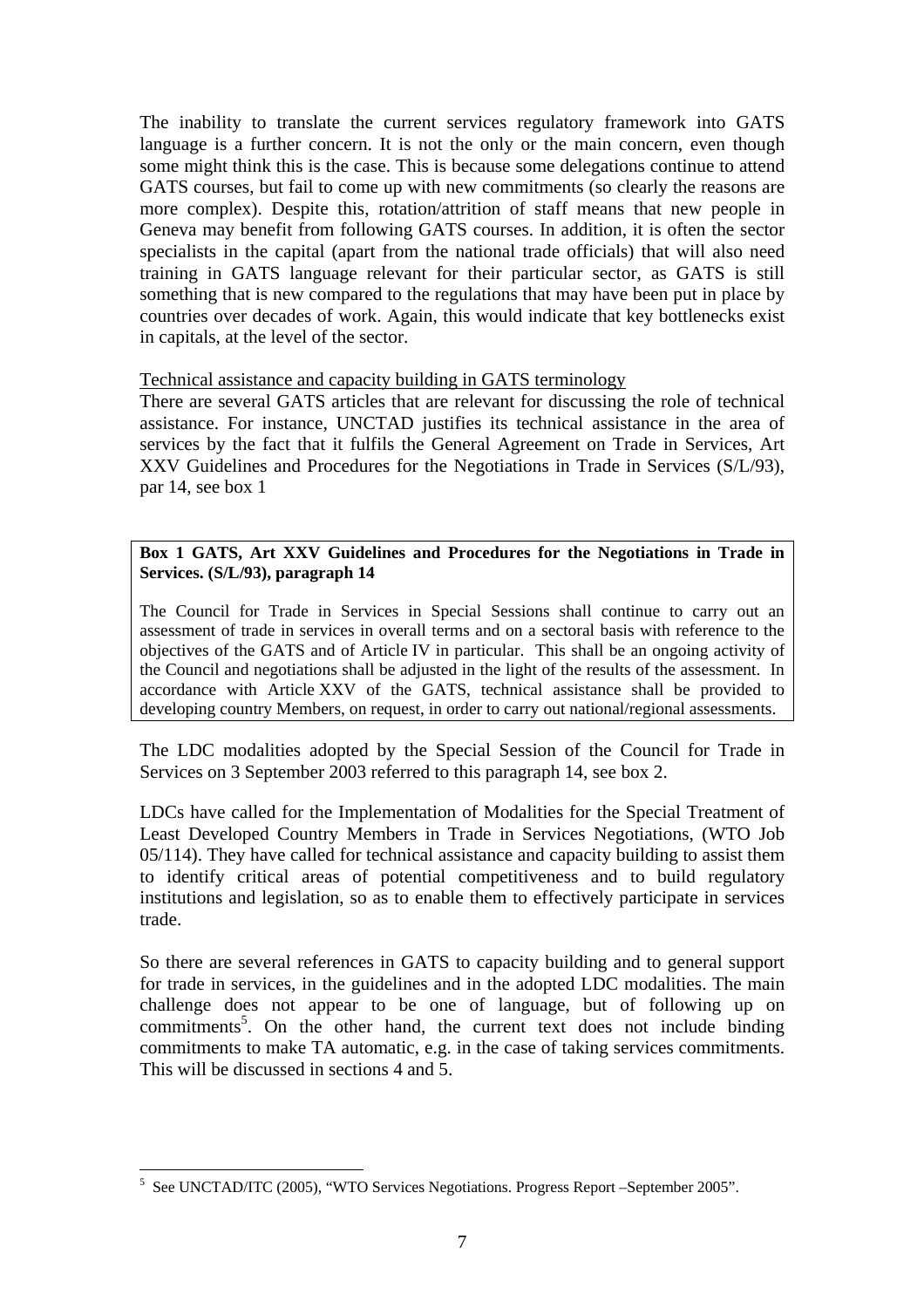The inability to translate the current services regulatory framework into GATS language is a further concern. It is not the only or the main concern, even though some might think this is the case. This is because some delegations continue to attend GATS courses, but fail to come up with new commitments (so clearly the reasons are more complex). Despite this, rotation/attrition of staff means that new people in Geneva may benefit from following GATS courses. In addition, it is often the sector specialists in the capital (apart from the national trade officials) that will also need training in GATS language relevant for their particular sector, as GATS is still something that is new compared to the regulations that may have been put in place by countries over decades of work. Again, this would indicate that key bottlenecks exist in capitals, at the level of the sector.

Technical assistance and capacity building in GATS terminology

There are several GATS articles that are relevant for discussing the role of technical assistance. For instance, UNCTAD justifies its technical assistance in the area of services by the fact that it fulfils the General Agreement on Trade in Services, Art XXV Guidelines and Procedures for the Negotiations in Trade in Services (S/L/93), par 14, see box 1

**Box 1 GATS, Art XXV Guidelines and Procedures for the Negotiations in Trade in Services. (S/L/93), paragraph 14**

The Council for Trade in Services in Special Sessions shall continue to carry out an assessment of trade in services in overall terms and on a sectoral basis with reference to the objectives of the GATS and of Article IV in particular. This shall be an ongoing activity of the Council and negotiations shall be adjusted in the light of the results of the assessment. In accordance with Article XXV of the GATS, technical assistance shall be provided to developing country Members, on request, in order to carry out national/regional assessments.

The LDC modalities adopted by the Special Session of the Council for Trade in Services on 3 September 2003 referred to this paragraph 14, see box 2.

LDCs have called for the Implementation of Modalities for the Special Treatment of Least Developed Country Members in Trade in Services Negotiations, (WTO Job 05/114). They have called for technical assistance and capacity building to assist them to identify critical areas of potential competitiveness and to build regulatory institutions and legislation, so as to enable them to effectively participate in services trade.

So there are several references in GATS to capacity building and to general support for trade in services, in the guidelines and in the adopted LDC modalities. The main challenge does not appear to be one of language, but of following up on commitments[5]. On the other hand, the current text does not include binding commitments to make TA automatic, e.g. in the case of taking services commitments. This will be discussed in sections 4 and 5.

---

[5] See UNCTAD/ITC (2005), "WTO Services Negotiations. Progress Report –September 2005".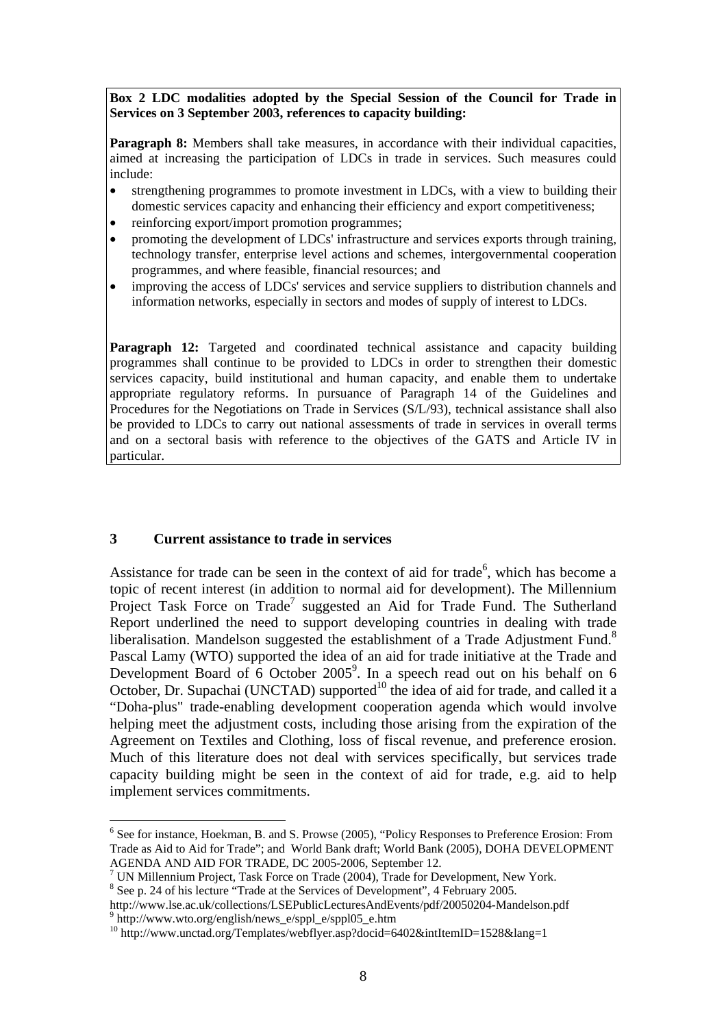**Box 2 LDC modalities adopted by the Special Session of the Council for Trade in Services on 3 September 2003, references to capacity building:**

**Paragraph 8:** Members shall take measures, in accordance with their individual capacities, aimed at increasing the participation of LDCs in trade in services. Such measures could include:

- strengthening programmes to promote investment in LDCs, with a view to building their domestic services capacity and enhancing their efficiency and export competitiveness;
- reinforcing export/import promotion programmes;
- promoting the development of LDCs' infrastructure and services exports through training, technology transfer, enterprise level actions and schemes, intergovernmental cooperation programmes, and where feasible, financial resources; and
- improving the access of LDCs' services and service suppliers to distribution channels and information networks, especially in sectors and modes of supply of interest to LDCs.

**Paragraph 12:** Targeted and coordinated technical assistance and capacity building programmes shall continue to be provided to LDCs in order to strengthen their domestic services capacity, build institutional and human capacity, and enable them to undertake appropriate regulatory reforms. In pursuance of Paragraph 14 of the Guidelines and Procedures for the Negotiations on Trade in Services (S/L/93), technical assistance shall also be provided to LDCs to carry out national assessments of trade in services in overall terms and on a sectoral basis with reference to the objectives of the GATS and Article IV in particular.

## 3 Current assistance to trade in services

Assistance for trade can be seen in the context of aid for trade[6], which has become a topic of recent interest (in addition to normal aid for development). The Millennium Project Task Force on Trade[7] suggested an Aid for Trade Fund. The Sutherland Report underlined the need to support developing countries in dealing with trade liberalisation. Mandelson suggested the establishment of a Trade Adjustment Fund.[8] Pascal Lamy (WTO) supported the idea of an aid for trade initiative at the Trade and Development Board of 6 October 2005[9]. In a speech read out on his behalf on 6 October, Dr. Supachai (UNCTAD) supported[10] the idea of aid for trade, and called it a "Doha-plus" trade-enabling development cooperation agenda which would involve helping meet the adjustment costs, including those arising from the expiration of the Agreement on Textiles and Clothing, loss of fiscal revenue, and preference erosion. Much of this literature does not deal with services specifically, but services trade capacity building might be seen in the context of aid for trade, e.g. aid to help implement services commitments.

---

[6] See for instance, Hoekman, B. and S. Prowse (2005), "Policy Responses to Preference Erosion: From Trade as Aid to Aid for Trade"; and World Bank draft; World Bank (2005), DOHA DEVELOPMENT AGENDA AND AID FOR TRADE, DC 2005-2006, September 12.

[7] UN Millennium Project, Task Force on Trade (2004), Trade for Development, New York.

[8] See p. 24 of his lecture "Trade at the Services of Development", 4 February 2005. http://www.lse.ac.uk/collections/LSEPublicLecturesAndEvents/pdf/20050204-Mandelson.pdf

[9] http://www.wto.org/english/news_e/sppl_e/sppl05_e.htm

[10] http://www.unctad.org/Templates/webflyer.asp?docid=6402&intItemID=1528&lang=1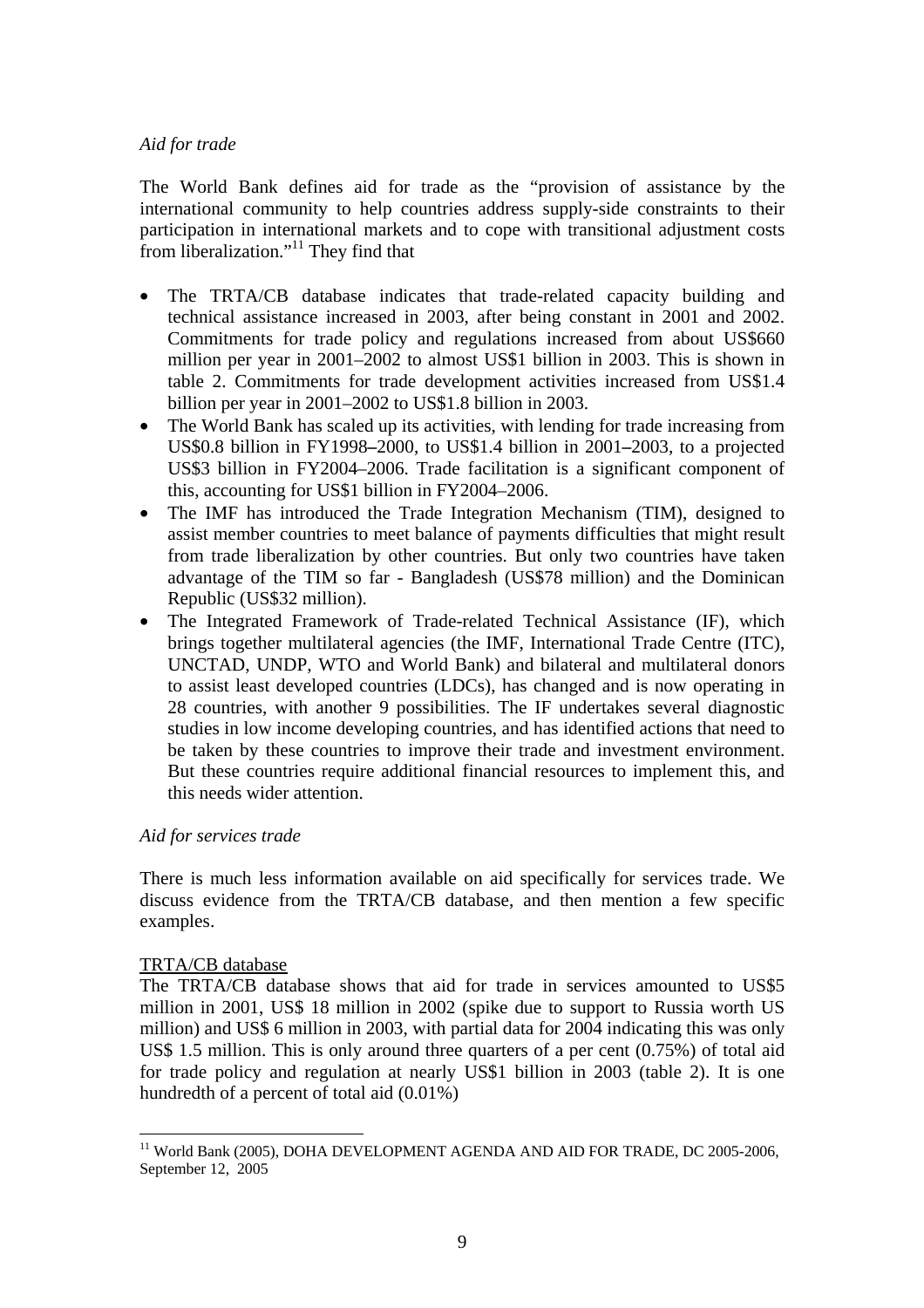*Aid for trade*

The World Bank defines aid for trade as the "provision of assistance by the international community to help countries address supply-side constraints to their participation in international markets and to cope with transitional adjustment costs from liberalization."[11] They find that

- The TRTA/CB database indicates that trade-related capacity building and technical assistance increased in 2003, after being constant in 2001 and 2002. Commitments for trade policy and regulations increased from about US$660 million per year in 2001–2002 to almost US$1 billion in 2003. This is shown in table 2. Commitments for trade development activities increased from US$1.4 billion per year in 2001–2002 to US$1.8 billion in 2003.
- The World Bank has scaled up its activities, with lending for trade increasing from US$0.8 billion in FY1998–2000, to US$1.4 billion in 2001–2003, to a projected US$3 billion in FY2004–2006. Trade facilitation is a significant component of this, accounting for US$1 billion in FY2004–2006.
- The IMF has introduced the Trade Integration Mechanism (TIM), designed to assist member countries to meet balance of payments difficulties that might result from trade liberalization by other countries. But only two countries have taken advantage of the TIM so far - Bangladesh (US$78 million) and the Dominican Republic (US$32 million).
- The Integrated Framework of Trade-related Technical Assistance (IF), which brings together multilateral agencies (the IMF, International Trade Centre (ITC), UNCTAD, UNDP, WTO and World Bank) and bilateral and multilateral donors to assist least developed countries (LDCs), has changed and is now operating in 28 countries, with another 9 possibilities. The IF undertakes several diagnostic studies in low income developing countries, and has identified actions that need to be taken by these countries to improve their trade and investment environment. But these countries require additional financial resources to implement this, and this needs wider attention.

*Aid for services trade*

There is much less information available on aid specifically for services trade. We discuss evidence from the TRTA/CB database, and then mention a few specific examples.

TRTA/CB database

The TRTA/CB database shows that aid for trade in services amounted to US$5 million in 2001, US$ 18 million in 2002 (spike due to support to Russia worth US million) and US$ 6 million in 2003, with partial data for 2004 indicating this was only US$ 1.5 million. This is only around three quarters of a per cent (0.75%) of total aid for trade policy and regulation at nearly US$1 billion in 2003 (table 2). It is one hundredth of a percent of total aid (0.01%)

[11] World Bank (2005), DOHA DEVELOPMENT AGENDA AND AID FOR TRADE, DC 2005-2006, September 12, 2005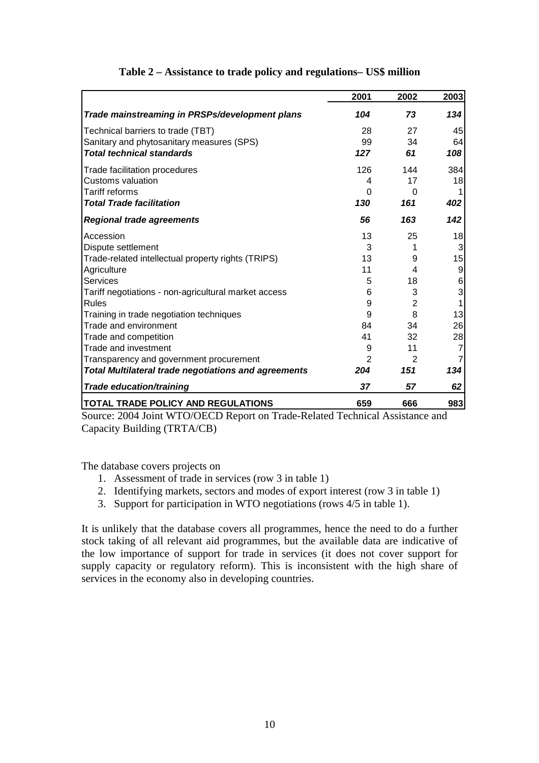**Table 2 – Assistance to trade policy and regulations– US$ million**

| | 2001 | 2002 | 2003 |
|---|---|---|---|
| ***Trade mainstreaming in PRSPs/development plans*** | ***104*** | ***73*** | ***134*** |
| Technical barriers to trade (TBT) | 28 | 27 | 45 |
| Sanitary and phytosanitary measures (SPS) | 99 | 34 | 64 |
| ***Total technical standards*** | ***127*** | ***61*** | ***108*** |
| Trade facilitation procedures | 126 | 144 | 384 |
| Customs valuation | 4 | 17 | 18 |
| Tariff reforms | 0 | 0 | 1 |
| ***Total Trade facilitation*** | ***130*** | ***161*** | ***402*** |
| ***Regional trade agreements*** | ***56*** | ***163*** | ***142*** |
| Accession | 13 | 25 | 18 |
| Dispute settlement | 3 | 1 | 3 |
| Trade-related intellectual property rights (TRIPS) | 13 | 9 | 15 |
| Agriculture | 11 | 4 | 9 |
| Services | 5 | 18 | 6 |
| Tariff negotiations - non-agricultural market access | 6 | 3 | 3 |
| Rules | 9 | 2 | 1 |
| Training in trade negotiation techniques | 9 | 8 | 13 |
| Trade and environment | 84 | 34 | 26 |
| Trade and competition | 41 | 32 | 28 |
| Trade and investment | 9 | 11 | 7 |
| Transparency and government procurement | 2 | 2 | 7 |
| ***Total Multilateral trade negotiations and agreements*** | ***204*** | ***151*** | ***134*** |
| ***Trade education/training*** | ***37*** | ***57*** | ***62*** |
| **TOTAL TRADE POLICY AND REGULATIONS** | **659** | **666** | **983** |

Source: 2004 Joint WTO/OECD Report on Trade-Related Technical Assistance and Capacity Building (TRTA/CB)

The database covers projects on

1. Assessment of trade in services (row 3 in table 1)
2. Identifying markets, sectors and modes of export interest (row 3 in table 1)
3. Support for participation in WTO negotiations (rows 4/5 in table 1).

It is unlikely that the database covers all programmes, hence the need to do a further stock taking of all relevant aid programmes, but the available data are indicative of the low importance of support for trade in services (it does not cover support for supply capacity or regulatory reform). This is inconsistent with the high share of services in the economy also in developing countries.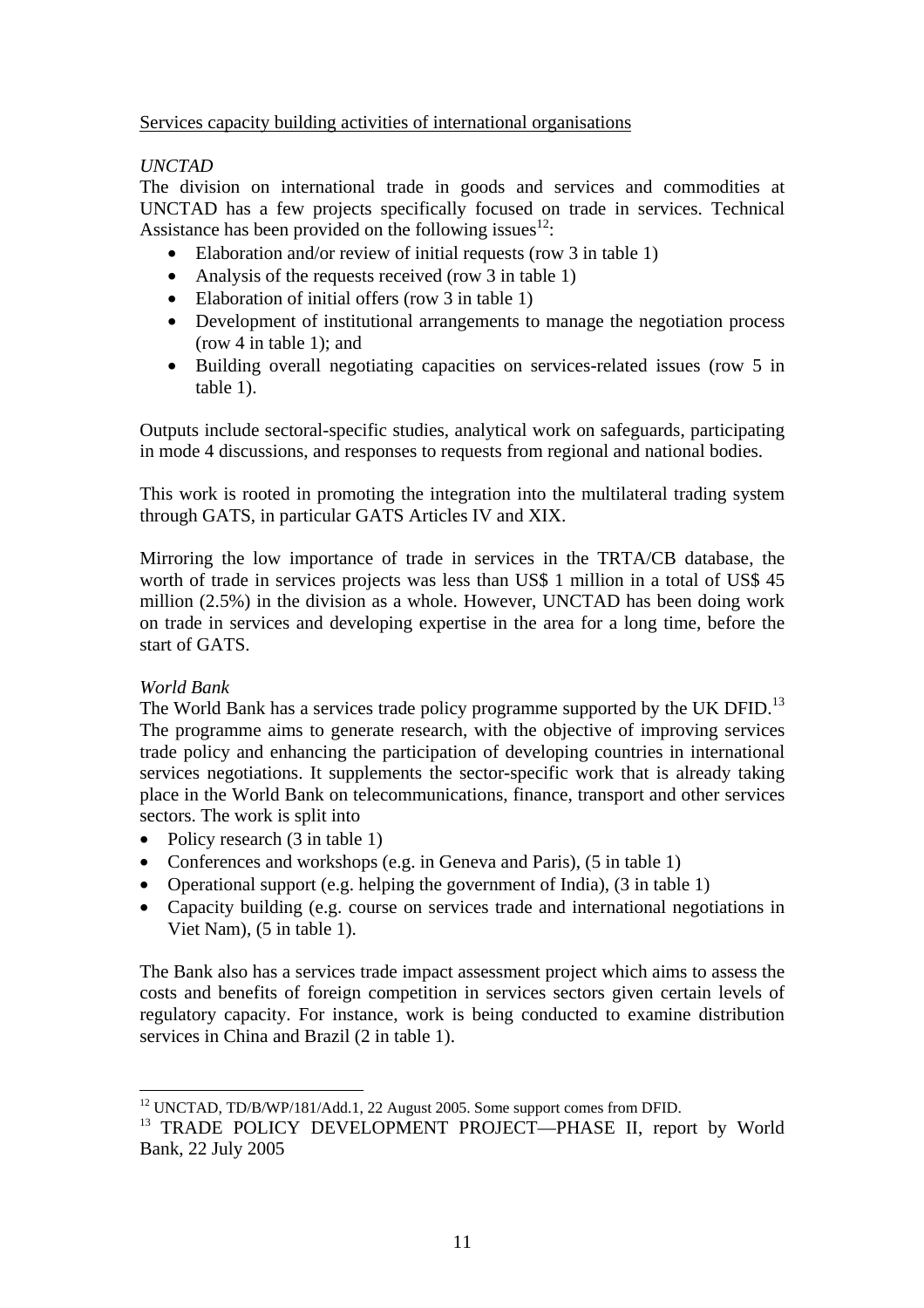Services capacity building activities of international organisations

*UNCTAD*

The division on international trade in goods and services and commodities at UNCTAD has a few projects specifically focused on trade in services. Technical Assistance has been provided on the following issues[12]:

- Elaboration and/or review of initial requests (row 3 in table 1)
- Analysis of the requests received (row 3 in table 1)
- Elaboration of initial offers (row 3 in table 1)
- Development of institutional arrangements to manage the negotiation process (row 4 in table 1); and
- Building overall negotiating capacities on services-related issues (row 5 in table 1).

Outputs include sectoral-specific studies, analytical work on safeguards, participating in mode 4 discussions, and responses to requests from regional and national bodies.

This work is rooted in promoting the integration into the multilateral trading system through GATS, in particular GATS Articles IV and XIX.

Mirroring the low importance of trade in services in the TRTA/CB database, the worth of trade in services projects was less than US$ 1 million in a total of US$ 45 million (2.5%) in the division as a whole. However, UNCTAD has been doing work on trade in services and developing expertise in the area for a long time, before the start of GATS.

*World Bank*

The World Bank has a services trade policy programme supported by the UK DFID.[13] The programme aims to generate research, with the objective of improving services trade policy and enhancing the participation of developing countries in international services negotiations. It supplements the sector-specific work that is already taking place in the World Bank on telecommunications, finance, transport and other services sectors. The work is split into

- Policy research (3 in table 1)
- Conferences and workshops (e.g. in Geneva and Paris), (5 in table 1)
- Operational support (e.g. helping the government of India), (3 in table 1)
- Capacity building (e.g. course on services trade and international negotiations in Viet Nam), (5 in table 1).

The Bank also has a services trade impact assessment project which aims to assess the costs and benefits of foreign competition in services sectors given certain levels of regulatory capacity. For instance, work is being conducted to examine distribution services in China and Brazil (2 in table 1).

---

[12] UNCTAD, TD/B/WP/181/Add.1, 22 August 2005. Some support comes from DFID.

[13] TRADE POLICY DEVELOPMENT PROJECT—PHASE II, report by World Bank, 22 July 2005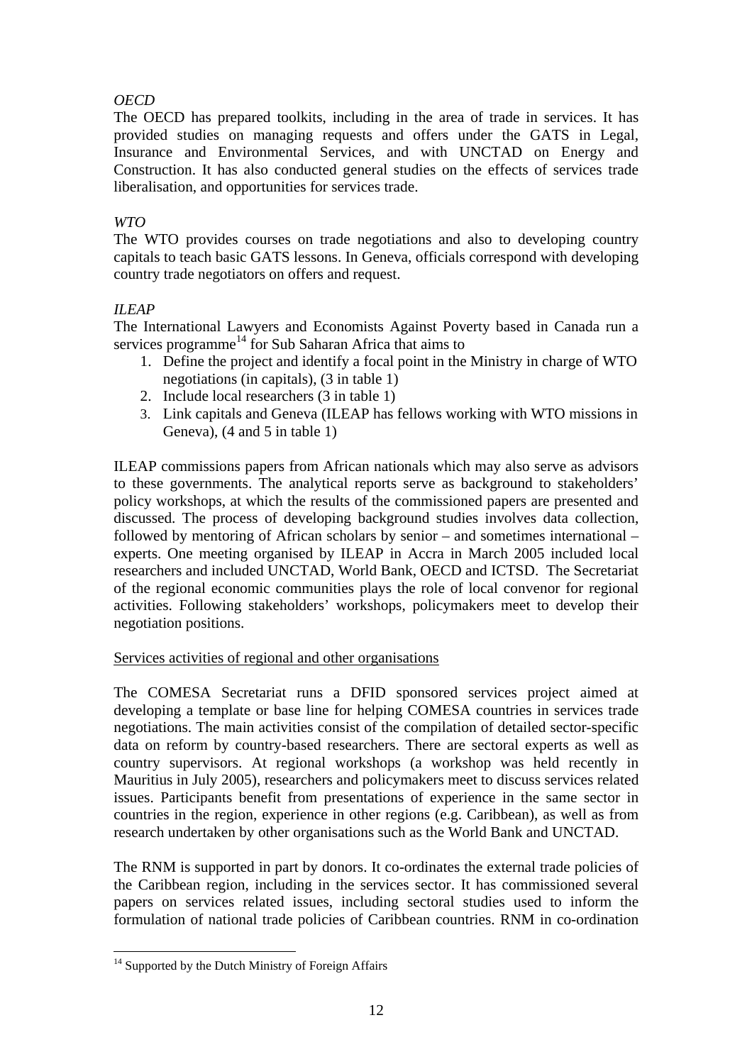*OECD*

The OECD has prepared toolkits, including in the area of trade in services. It has provided studies on managing requests and offers under the GATS in Legal, Insurance and Environmental Services, and with UNCTAD on Energy and Construction. It has also conducted general studies on the effects of services trade liberalisation, and opportunities for services trade.

*WTO*

The WTO provides courses on trade negotiations and also to developing country capitals to teach basic GATS lessons. In Geneva, officials correspond with developing country trade negotiators on offers and request.

*ILEAP*

The International Lawyers and Economists Against Poverty based in Canada run a services programme[14] for Sub Saharan Africa that aims to

1. Define the project and identify a focal point in the Ministry in charge of WTO negotiations (in capitals), (3 in table 1)
2. Include local researchers (3 in table 1)
3. Link capitals and Geneva (ILEAP has fellows working with WTO missions in Geneva), (4 and 5 in table 1)

ILEAP commissions papers from African nationals which may also serve as advisors to these governments. The analytical reports serve as background to stakeholders' policy workshops, at which the results of the commissioned papers are presented and discussed. The process of developing background studies involves data collection, followed by mentoring of African scholars by senior – and sometimes international – experts. One meeting organised by ILEAP in Accra in March 2005 included local researchers and included UNCTAD, World Bank, OECD and ICTSD. The Secretariat of the regional economic communities plays the role of local convenor for regional activities. Following stakeholders' workshops, policymakers meet to develop their negotiation positions.

Services activities of regional and other organisations

The COMESA Secretariat runs a DFID sponsored services project aimed at developing a template or base line for helping COMESA countries in services trade negotiations. The main activities consist of the compilation of detailed sector-specific data on reform by country-based researchers. There are sectoral experts as well as country supervisors. At regional workshops (a workshop was held recently in Mauritius in July 2005), researchers and policymakers meet to discuss services related issues. Participants benefit from presentations of experience in the same sector in countries in the region, experience in other regions (e.g. Caribbean), as well as from research undertaken by other organisations such as the World Bank and UNCTAD.

The RNM is supported in part by donors. It co-ordinates the external trade policies of the Caribbean region, including in the services sector. It has commissioned several papers on services related issues, including sectoral studies used to inform the formulation of national trade policies of Caribbean countries. RNM in co-ordination

[14] Supported by the Dutch Ministry of Foreign Affairs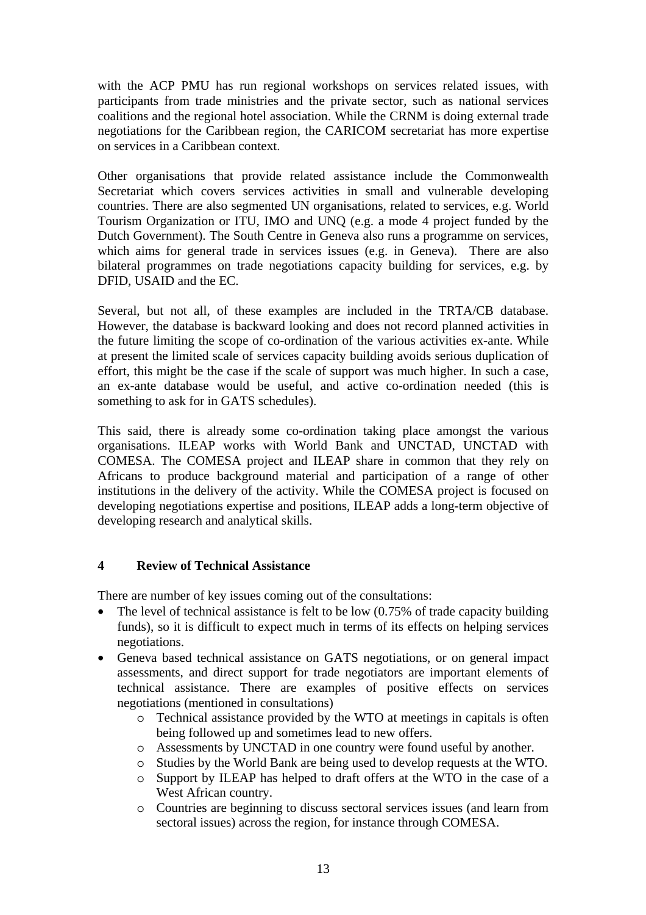with the ACP PMU has run regional workshops on services related issues, with participants from trade ministries and the private sector, such as national services coalitions and the regional hotel association. While the CRNM is doing external trade negotiations for the Caribbean region, the CARICOM secretariat has more expertise on services in a Caribbean context.

Other organisations that provide related assistance include the Commonwealth Secretariat which covers services activities in small and vulnerable developing countries. There are also segmented UN organisations, related to services, e.g. World Tourism Organization or ITU, IMO and UNQ (e.g. a mode 4 project funded by the Dutch Government). The South Centre in Geneva also runs a programme on services, which aims for general trade in services issues (e.g. in Geneva). There are also bilateral programmes on trade negotiations capacity building for services, e.g. by DFID, USAID and the EC.

Several, but not all, of these examples are included in the TRTA/CB database. However, the database is backward looking and does not record planned activities in the future limiting the scope of co-ordination of the various activities ex-ante. While at present the limited scale of services capacity building avoids serious duplication of effort, this might be the case if the scale of support was much higher. In such a case, an ex-ante database would be useful, and active co-ordination needed (this is something to ask for in GATS schedules).

This said, there is already some co-ordination taking place amongst the various organisations. ILEAP works with World Bank and UNCTAD, UNCTAD with COMESA. The COMESA project and ILEAP share in common that they rely on Africans to produce background material and participation of a range of other institutions in the delivery of the activity. While the COMESA project is focused on developing negotiations expertise and positions, ILEAP adds a long-term objective of developing research and analytical skills.

## 4 Review of Technical Assistance

There are number of key issues coming out of the consultations:

- The level of technical assistance is felt to be low (0.75% of trade capacity building funds), so it is difficult to expect much in terms of its effects on helping services negotiations.
- Geneva based technical assistance on GATS negotiations, or on general impact assessments, and direct support for trade negotiators are important elements of technical assistance. There are examples of positive effects on services negotiations (mentioned in consultations)
  - Technical assistance provided by the WTO at meetings in capitals is often being followed up and sometimes lead to new offers.
  - Assessments by UNCTAD in one country were found useful by another.
  - Studies by the World Bank are being used to develop requests at the WTO.
  - Support by ILEAP has helped to draft offers at the WTO in the case of a West African country.
  - Countries are beginning to discuss sectoral services issues (and learn from sectoral issues) across the region, for instance through COMESA.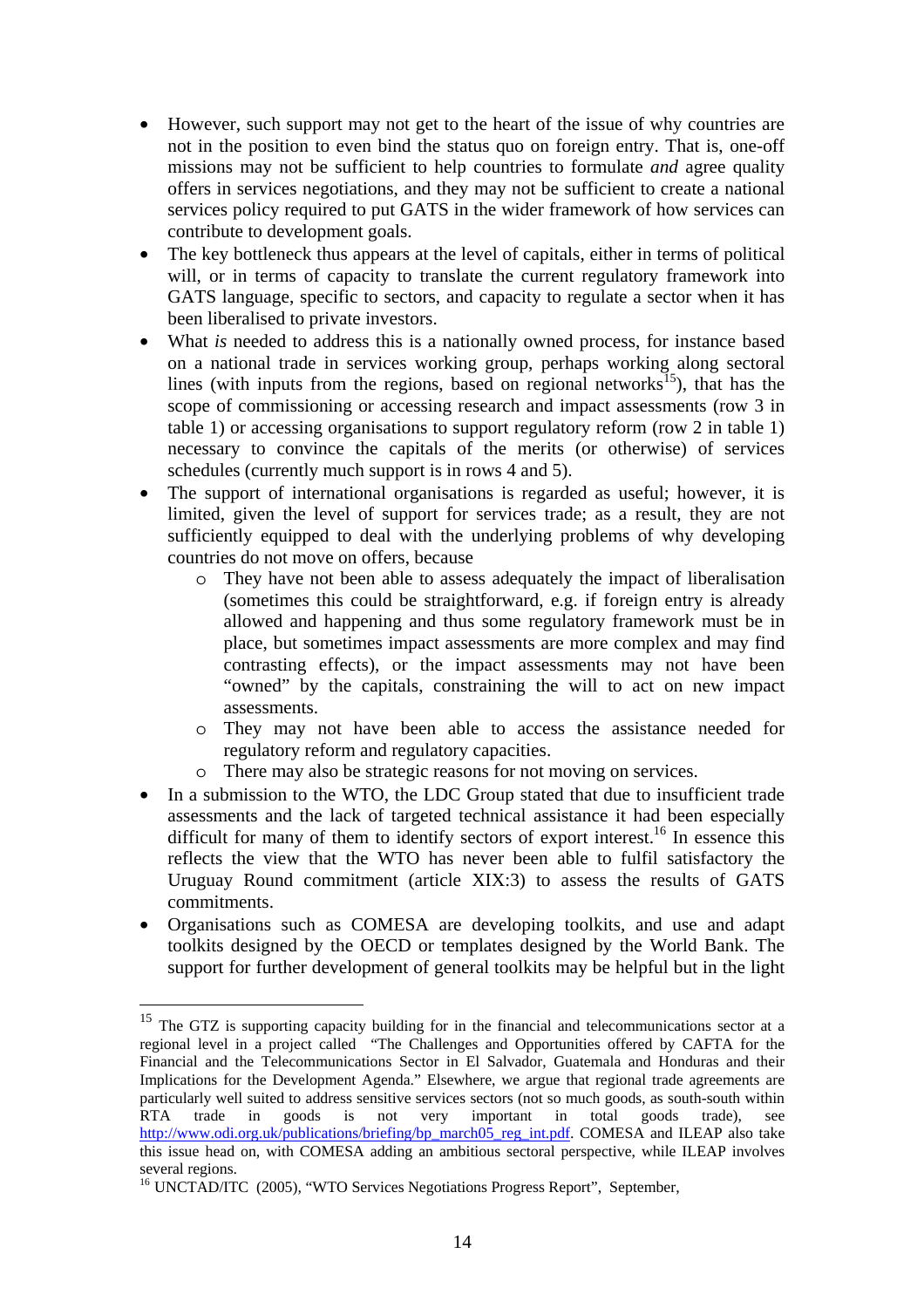- However, such support may not get to the heart of the issue of why countries are not in the position to even bind the status quo on foreign entry. That is, one-off missions may not be sufficient to help countries to formulate *and* agree quality offers in services negotiations, and they may not be sufficient to create a national services policy required to put GATS in the wider framework of how services can contribute to development goals.
- The key bottleneck thus appears at the level of capitals, either in terms of political will, or in terms of capacity to translate the current regulatory framework into GATS language, specific to sectors, and capacity to regulate a sector when it has been liberalised to private investors.
- What *is* needed to address this is a nationally owned process, for instance based on a national trade in services working group, perhaps working along sectoral lines (with inputs from the regions, based on regional networks[15]), that has the scope of commissioning or accessing research and impact assessments (row 3 in table 1) or accessing organisations to support regulatory reform (row 2 in table 1) necessary to convince the capitals of the merits (or otherwise) of services schedules (currently much support is in rows 4 and 5).
- The support of international organisations is regarded as useful; however, it is limited, given the level of support for services trade; as a result, they are not sufficiently equipped to deal with the underlying problems of why developing countries do not move on offers, because
  - They have not been able to assess adequately the impact of liberalisation (sometimes this could be straightforward, e.g. if foreign entry is already allowed and happening and thus some regulatory framework must be in place, but sometimes impact assessments are more complex and may find contrasting effects), or the impact assessments may not have been "owned" by the capitals, constraining the will to act on new impact assessments.
  - They may not have been able to access the assistance needed for regulatory reform and regulatory capacities.
  - There may also be strategic reasons for not moving on services.
- In a submission to the WTO, the LDC Group stated that due to insufficient trade assessments and the lack of targeted technical assistance it had been especially difficult for many of them to identify sectors of export interest.[16] In essence this reflects the view that the WTO has never been able to fulfil satisfactory the Uruguay Round commitment (article XIX:3) to assess the results of GATS commitments.
- Organisations such as COMESA are developing toolkits, and use and adapt toolkits designed by the OECD or templates designed by the World Bank. The support for further development of general toolkits may be helpful but in the light

---

[15] The GTZ is supporting capacity building for in the financial and telecommunications sector at a regional level in a project called "The Challenges and Opportunities offered by CAFTA for the Financial and the Telecommunications Sector in El Salvador, Guatemala and Honduras and their Implications for the Development Agenda." Elsewhere, we argue that regional trade agreements are particularly well suited to address sensitive services sectors (not so much goods, as south-south within RTA trade in goods is not very important in total goods trade), see http://www.odi.org.uk/publications/briefing/bp_march05_reg_int.pdf. COMESA and ILEAP also take this issue head on, with COMESA adding an ambitious sectoral perspective, while ILEAP involves several regions.

[16] UNCTAD/ITC (2005), "WTO Services Negotiations Progress Report", September,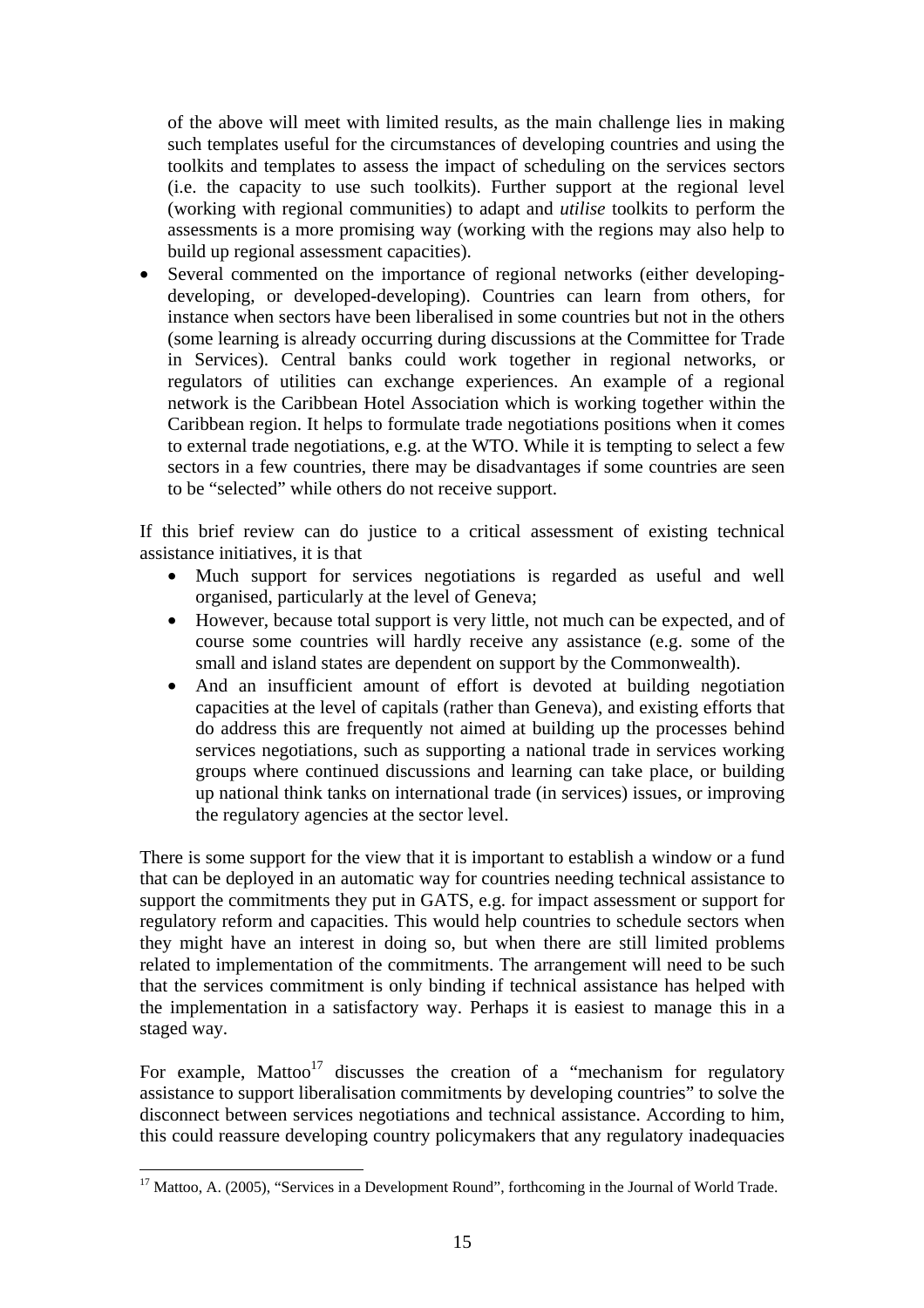of the above will meet with limited results, as the main challenge lies in making such templates useful for the circumstances of developing countries and using the toolkits and templates to assess the impact of scheduling on the services sectors (i.e. the capacity to use such toolkits). Further support at the regional level (working with regional communities) to adapt and *utilise* toolkits to perform the assessments is a more promising way (working with the regions may also help to build up regional assessment capacities).

- Several commented on the importance of regional networks (either developing-developing, or developed-developing). Countries can learn from others, for instance when sectors have been liberalised in some countries but not in the others (some learning is already occurring during discussions at the Committee for Trade in Services). Central banks could work together in regional networks, or regulators of utilities can exchange experiences. An example of a regional network is the Caribbean Hotel Association which is working together within the Caribbean region. It helps to formulate trade negotiations positions when it comes to external trade negotiations, e.g. at the WTO. While it is tempting to select a few sectors in a few countries, there may be disadvantages if some countries are seen to be "selected" while others do not receive support.

If this brief review can do justice to a critical assessment of existing technical assistance initiatives, it is that

- Much support for services negotiations is regarded as useful and well organised, particularly at the level of Geneva;
- However, because total support is very little, not much can be expected, and of course some countries will hardly receive any assistance (e.g. some of the small and island states are dependent on support by the Commonwealth).
- And an insufficient amount of effort is devoted at building negotiation capacities at the level of capitals (rather than Geneva), and existing efforts that do address this are frequently not aimed at building up the processes behind services negotiations, such as supporting a national trade in services working groups where continued discussions and learning can take place, or building up national think tanks on international trade (in services) issues, or improving the regulatory agencies at the sector level.

There is some support for the view that it is important to establish a window or a fund that can be deployed in an automatic way for countries needing technical assistance to support the commitments they put in GATS, e.g. for impact assessment or support for regulatory reform and capacities. This would help countries to schedule sectors when they might have an interest in doing so, but when there are still limited problems related to implementation of the commitments. The arrangement will need to be such that the services commitment is only binding if technical assistance has helped with the implementation in a satisfactory way. Perhaps it is easiest to manage this in a staged way.

For example, Mattoo[17] discusses the creation of a "mechanism for regulatory assistance to support liberalisation commitments by developing countries" to solve the disconnect between services negotiations and technical assistance. According to him, this could reassure developing country policymakers that any regulatory inadequacies

[17] Mattoo, A. (2005), "Services in a Development Round", forthcoming in the Journal of World Trade.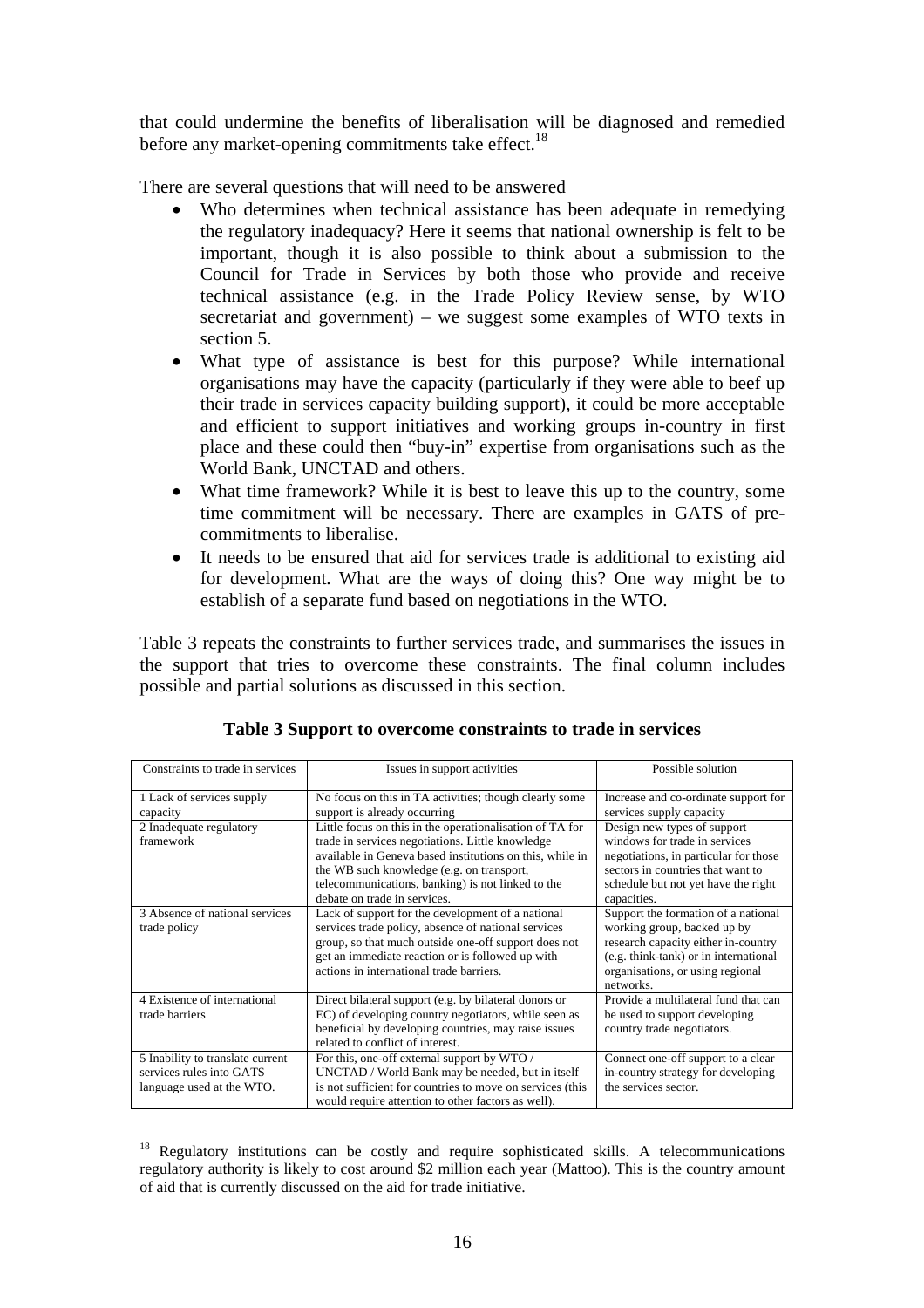that could undermine the benefits of liberalisation will be diagnosed and remedied before any market-opening commitments take effect.[18]

There are several questions that will need to be answered

- Who determines when technical assistance has been adequate in remedying the regulatory inadequacy? Here it seems that national ownership is felt to be important, though it is also possible to think about a submission to the Council for Trade in Services by both those who provide and receive technical assistance (e.g. in the Trade Policy Review sense, by WTO secretariat and government) – we suggest some examples of WTO texts in section 5.
- What type of assistance is best for this purpose? While international organisations may have the capacity (particularly if they were able to beef up their trade in services capacity building support), it could be more acceptable and efficient to support initiatives and working groups in-country in first place and these could then "buy-in" expertise from organisations such as the World Bank, UNCTAD and others.
- What time framework? While it is best to leave this up to the country, some time commitment will be necessary. There are examples in GATS of pre-commitments to liberalise.
- It needs to be ensured that aid for services trade is additional to existing aid for development. What are the ways of doing this? One way might be to establish of a separate fund based on negotiations in the WTO.

Table 3 repeats the constraints to further services trade, and summarises the issues in the support that tries to overcome these constraints. The final column includes possible and partial solutions as discussed in this section.

**Table 3 Support to overcome constraints to trade in services**

| Constraints to trade in services | Issues in support activities | Possible solution |
|---|---|---|
| 1 Lack of services supply capacity | No focus on this in TA activities; though clearly some support is already occurring | Increase and co-ordinate support for services supply capacity |
| 2 Inadequate regulatory framework | Little focus on this in the operationalisation of TA for trade in services negotiations. Little knowledge available in Geneva based institutions on this, while in the WB such knowledge (e.g. on transport, telecommunications, banking) is not linked to the debate on trade in services. | Design new types of support windows for trade in services negotiations, in particular for those sectors in countries that want to schedule but not yet have the right capacities. |
| 3 Absence of national services trade policy | Lack of support for the development of a national services trade policy, absence of national services group, so that much outside one-off support does not get an immediate reaction or is followed up with actions in international trade barriers. | Support the formation of a national working group, backed up by research capacity either in-country (e.g. think-tank) or in international organisations, or using regional networks. |
| 4 Existence of international trade barriers | Direct bilateral support (e.g. by bilateral donors or EC) of developing country negotiators, while seen as beneficial by developing countries, may raise issues related to conflict of interest. | Provide a multilateral fund that can be used to support developing country trade negotiators. |
| 5 Inability to translate current services rules into GATS language used at the WTO. | For this, one-off external support by WTO / UNCTAD / World Bank may be needed, but in itself is not sufficient for countries to move on services (this would require attention to other factors as well). | Connect one-off support to a clear in-country strategy for developing the services sector. |

[18] Regulatory institutions can be costly and require sophisticated skills. A telecommunications regulatory authority is likely to cost around $2 million each year (Mattoo). This is the country amount of aid that is currently discussed on the aid for trade initiative.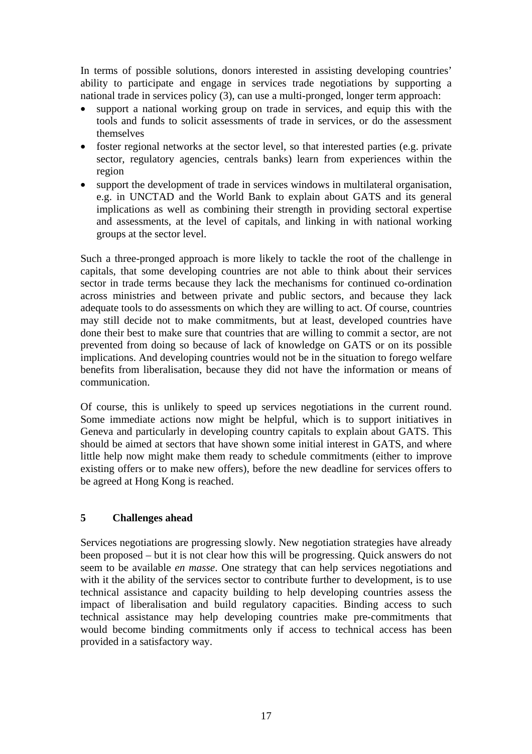In terms of possible solutions, donors interested in assisting developing countries' ability to participate and engage in services trade negotiations by supporting a national trade in services policy (3), can use a multi-pronged, longer term approach:

- support a national working group on trade in services, and equip this with the tools and funds to solicit assessments of trade in services, or do the assessment themselves
- foster regional networks at the sector level, so that interested parties (e.g. private sector, regulatory agencies, centrals banks) learn from experiences within the region
- support the development of trade in services windows in multilateral organisation, e.g. in UNCTAD and the World Bank to explain about GATS and its general implications as well as combining their strength in providing sectoral expertise and assessments, at the level of capitals, and linking in with national working groups at the sector level.

Such a three-pronged approach is more likely to tackle the root of the challenge in capitals, that some developing countries are not able to think about their services sector in trade terms because they lack the mechanisms for continued co-ordination across ministries and between private and public sectors, and because they lack adequate tools to do assessments on which they are willing to act. Of course, countries may still decide not to make commitments, but at least, developed countries have done their best to make sure that countries that are willing to commit a sector, are not prevented from doing so because of lack of knowledge on GATS or on its possible implications. And developing countries would not be in the situation to forego welfare benefits from liberalisation, because they did not have the information or means of communication.

Of course, this is unlikely to speed up services negotiations in the current round. Some immediate actions now might be helpful, which is to support initiatives in Geneva and particularly in developing country capitals to explain about GATS. This should be aimed at sectors that have shown some initial interest in GATS, and where little help now might make them ready to schedule commitments (either to improve existing offers or to make new offers), before the new deadline for services offers to be agreed at Hong Kong is reached.

## 5 Challenges ahead

Services negotiations are progressing slowly. New negotiation strategies have already been proposed – but it is not clear how this will be progressing. Quick answers do not seem to be available *en masse*. One strategy that can help services negotiations and with it the ability of the services sector to contribute further to development, is to use technical assistance and capacity building to help developing countries assess the impact of liberalisation and build regulatory capacities. Binding access to such technical assistance may help developing countries make pre-commitments that would become binding commitments only if access to technical access has been provided in a satisfactory way.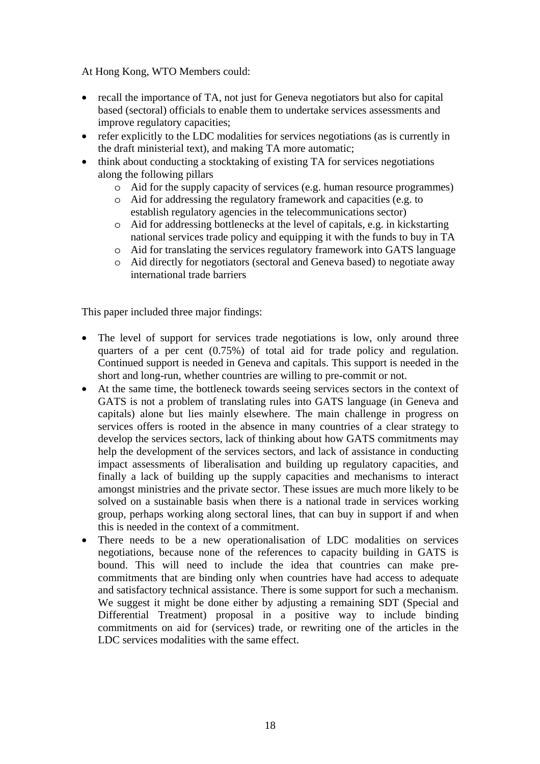At Hong Kong, WTO Members could:

- recall the importance of TA, not just for Geneva negotiators but also for capital based (sectoral) officials to enable them to undertake services assessments and improve regulatory capacities;
- refer explicitly to the LDC modalities for services negotiations (as is currently in the draft ministerial text), and making TA more automatic;
- think about conducting a stocktaking of existing TA for services negotiations along the following pillars
  - Aid for the supply capacity of services (e.g. human resource programmes)
  - Aid for addressing the regulatory framework and capacities (e.g. to establish regulatory agencies in the telecommunications sector)
  - Aid for addressing bottlenecks at the level of capitals, e.g. in kickstarting national services trade policy and equipping it with the funds to buy in TA
  - Aid for translating the services regulatory framework into GATS language
  - Aid directly for negotiators (sectoral and Geneva based) to negotiate away international trade barriers

This paper included three major findings:

- The level of support for services trade negotiations is low, only around three quarters of a per cent (0.75%) of total aid for trade policy and regulation. Continued support is needed in Geneva and capitals. This support is needed in the short and long-run, whether countries are willing to pre-commit or not.
- At the same time, the bottleneck towards seeing services sectors in the context of GATS is not a problem of translating rules into GATS language (in Geneva and capitals) alone but lies mainly elsewhere. The main challenge in progress on services offers is rooted in the absence in many countries of a clear strategy to develop the services sectors, lack of thinking about how GATS commitments may help the development of the services sectors, and lack of assistance in conducting impact assessments of liberalisation and building up regulatory capacities, and finally a lack of building up the supply capacities and mechanisms to interact amongst ministries and the private sector. These issues are much more likely to be solved on a sustainable basis when there is a national trade in services working group, perhaps working along sectoral lines, that can buy in support if and when this is needed in the context of a commitment.
- There needs to be a new operationalisation of LDC modalities on services negotiations, because none of the references to capacity building in GATS is bound. This will need to include the idea that countries can make pre-commitments that are binding only when countries have had access to adequate and satisfactory technical assistance. There is some support for such a mechanism. We suggest it might be done either by adjusting a remaining SDT (Special and Differential Treatment) proposal in a positive way to include binding commitments on aid for (services) trade, or rewriting one of the articles in the LDC services modalities with the same effect.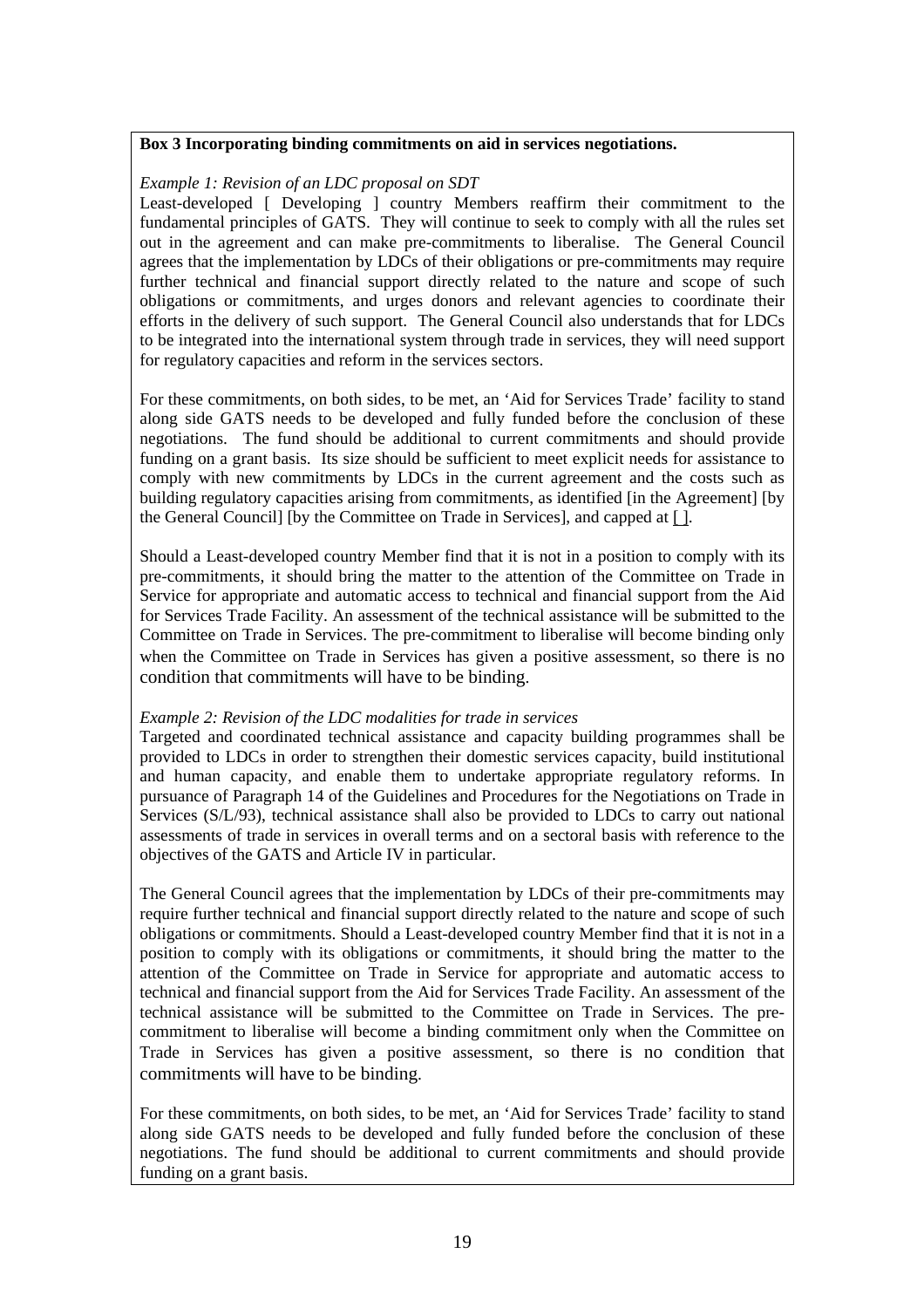**Box 3 Incorporating binding commitments on aid in services negotiations.**

*Example 1: Revision of an LDC proposal on SDT*

Least-developed [ Developing ] country Members reaffirm their commitment to the fundamental principles of GATS. They will continue to seek to comply with all the rules set out in the agreement and can make pre-commitments to liberalise. The General Council agrees that the implementation by LDCs of their obligations or pre-commitments may require further technical and financial support directly related to the nature and scope of such obligations or commitments, and urges donors and relevant agencies to coordinate their efforts in the delivery of such support. The General Council also understands that for LDCs to be integrated into the international system through trade in services, they will need support for regulatory capacities and reform in the services sectors.

For these commitments, on both sides, to be met, an 'Aid for Services Trade' facility to stand along side GATS needs to be developed and fully funded before the conclusion of these negotiations. The fund should be additional to current commitments and should provide funding on a grant basis. Its size should be sufficient to meet explicit needs for assistance to comply with new commitments by LDCs in the current agreement and the costs such as building regulatory capacities arising from commitments, as identified [in the Agreement] [by the General Council] [by the Committee on Trade in Services], and capped at [ ].

Should a Least-developed country Member find that it is not in a position to comply with its pre-commitments, it should bring the matter to the attention of the Committee on Trade in Service for appropriate and automatic access to technical and financial support from the Aid for Services Trade Facility. An assessment of the technical assistance will be submitted to the Committee on Trade in Services. The pre-commitment to liberalise will become binding only when the Committee on Trade in Services has given a positive assessment, so there is no condition that commitments will have to be binding.

*Example 2: Revision of the LDC modalities for trade in services*

Targeted and coordinated technical assistance and capacity building programmes shall be provided to LDCs in order to strengthen their domestic services capacity, build institutional and human capacity, and enable them to undertake appropriate regulatory reforms. In pursuance of Paragraph 14 of the Guidelines and Procedures for the Negotiations on Trade in Services (S/L/93), technical assistance shall also be provided to LDCs to carry out national assessments of trade in services in overall terms and on a sectoral basis with reference to the objectives of the GATS and Article IV in particular.

The General Council agrees that the implementation by LDCs of their pre-commitments may require further technical and financial support directly related to the nature and scope of such obligations or commitments. Should a Least-developed country Member find that it is not in a position to comply with its obligations or commitments, it should bring the matter to the attention of the Committee on Trade in Service for appropriate and automatic access to technical and financial support from the Aid for Services Trade Facility. An assessment of the technical assistance will be submitted to the Committee on Trade in Services. The pre-commitment to liberalise will become a binding commitment only when the Committee on Trade in Services has given a positive assessment, so there is no condition that commitments will have to be binding.

For these commitments, on both sides, to be met, an 'Aid for Services Trade' facility to stand along side GATS needs to be developed and fully funded before the conclusion of these negotiations. The fund should be additional to current commitments and should provide funding on a grant basis.